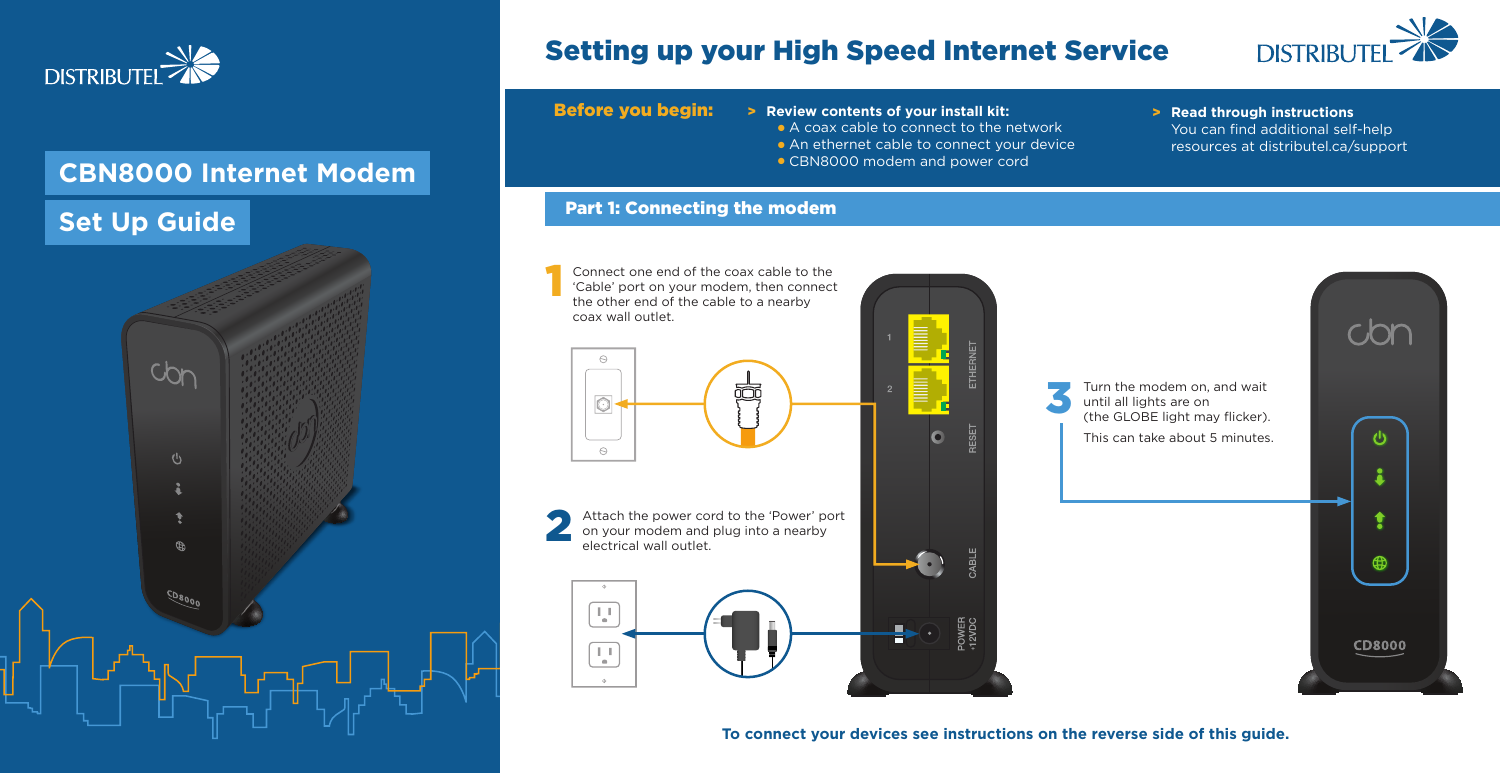DISTRIBUTEL

## CBN8000 Internet Modem

## Set Up Guide

# Setting up your High Speed Internet Service

DISTRIBUTEL

**Before you begin:**

> **Review contents of your install kit:**
- A coax cable to connect to the network
- An ethernet cable to connect your device
- CBN8000 modem and power cord

> **Read through instructions**
You can find additional self-help resources at distributel.ca/support

## Part 1: Connecting the modem

**1** Connect one end of the coax cable to the 'Cable' port on your modem, then connect the other end of the cable to a nearby coax wall outlet.

**2** Attach the power cord to the 'Power' port on your modem and plug into a nearby electrical wall outlet.

**3** Turn the modem on, and wait until all lights are on (the GLOBE light may flicker).

This can take about 5 minutes.

**To connect your devices see instructions on the reverse side of this guide.**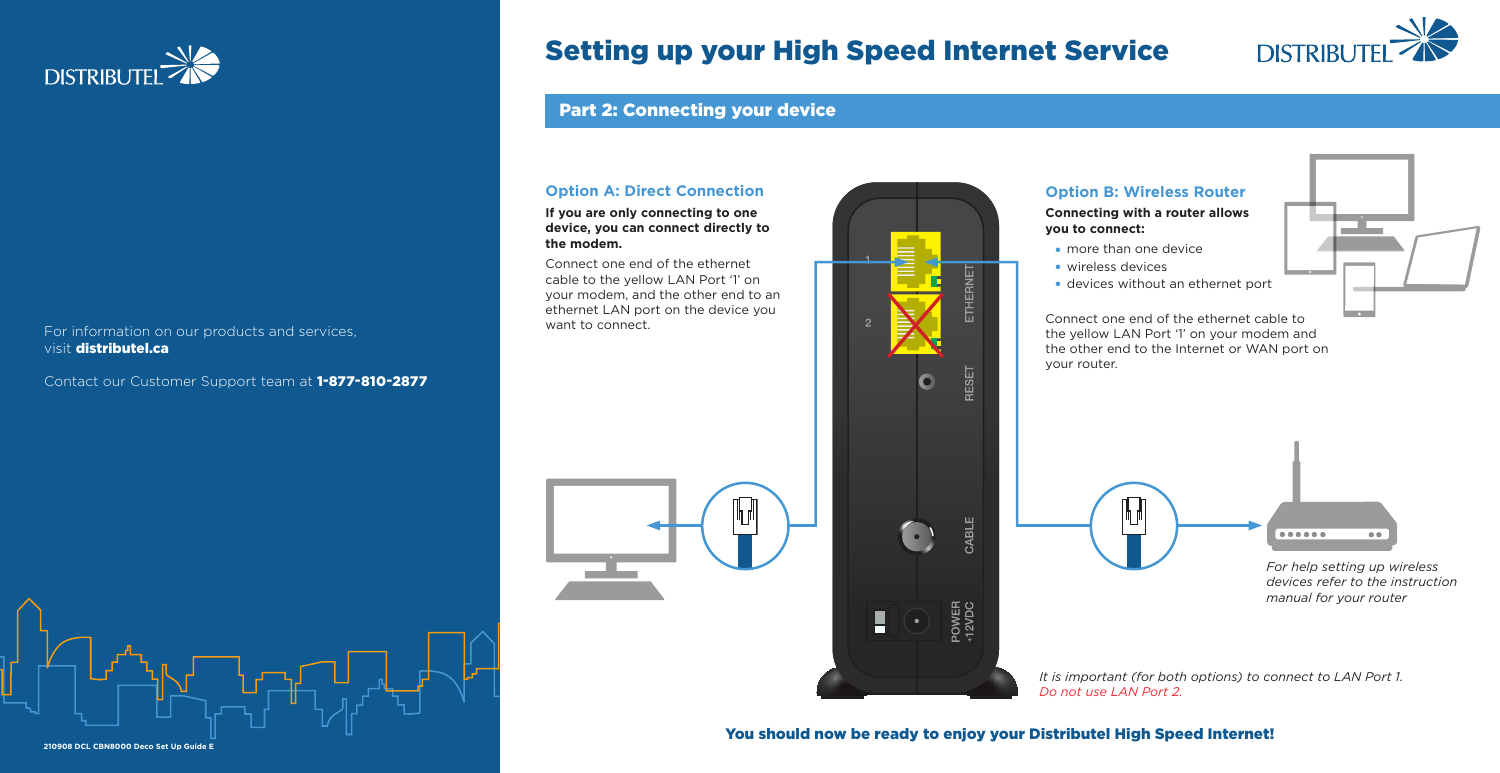For information on our products and services, visit **distributel.ca**

Contact our Customer Support team at **1-877-810-2877**

210908 DCL CBN8000 Deco Set Up Guide E

# Setting up your High Speed Internet Service

## Part 2: Connecting your device

### Option A: Direct Connection

**If you are only connecting to one device, you can connect directly to the modem.**

Connect one end of the ethernet cable to the yellow LAN Port '1' on your modem, and the other end to an ethernet LAN port on the device you want to connect.

1

2

ETHERNET

RESET

CABLE

POWER +12VDC

### Option B: Wireless Router

**Connecting with a router allows you to connect:**

- more than one device
- wireless devices
- devices without an ethernet port

Connect one end of the ethernet cable to the yellow LAN Port '1' on your modem and the other end to the Internet or WAN port on your router.

*For help setting up wireless devices refer to the instruction manual for your router*

*It is important (for both options) to connect to LAN Port 1. Do not use LAN Port 2.*

**You should now be ready to enjoy your Distributel High Speed Internet!**